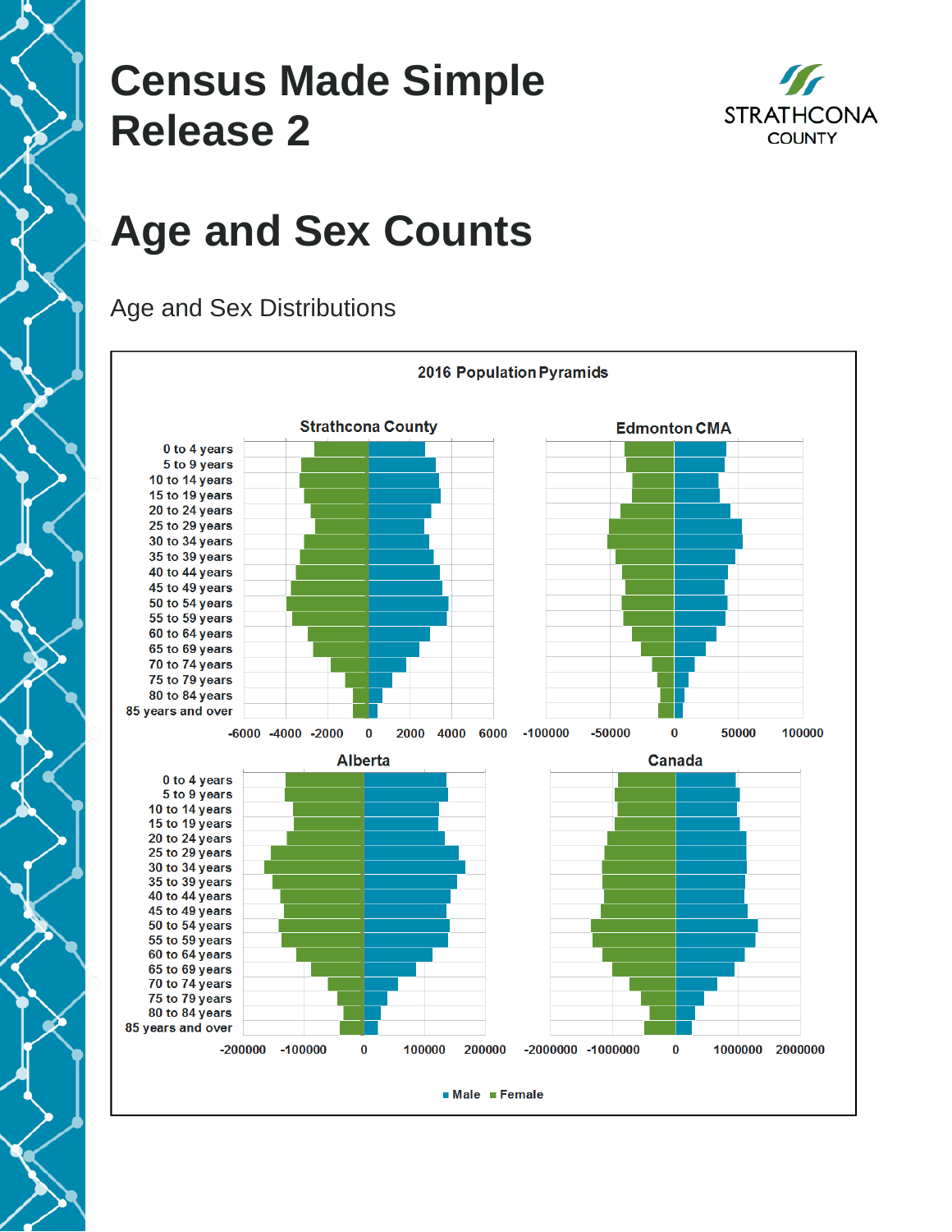# Census Made Simple Release 2

STRATHCONA COUNTY

# Age and Sex Counts

## Age and Sex Distributions

2016 Population Pyramids

Strathcona County

Edmonton CMA

Alberta

Canada

0 to 4 years
5 to 9 years
10 to 14 years
15 to 19 years
20 to 24 years
25 to 29 years
30 to 34 years
35 to 39 years
40 to 44 years
45 to 49 years
50 to 54 years
55 to 59 years
60 to 64 years
65 to 69 years
70 to 74 years
75 to 79 years
80 to 84 years
85 years and over

-6000 -4000 -2000 0 2000 4000 6000

-100000 -50000 0 50000 100000

-200000 -100000 0 100000 200000

-2000000 -1000000 0 1000000 2000000

Male Female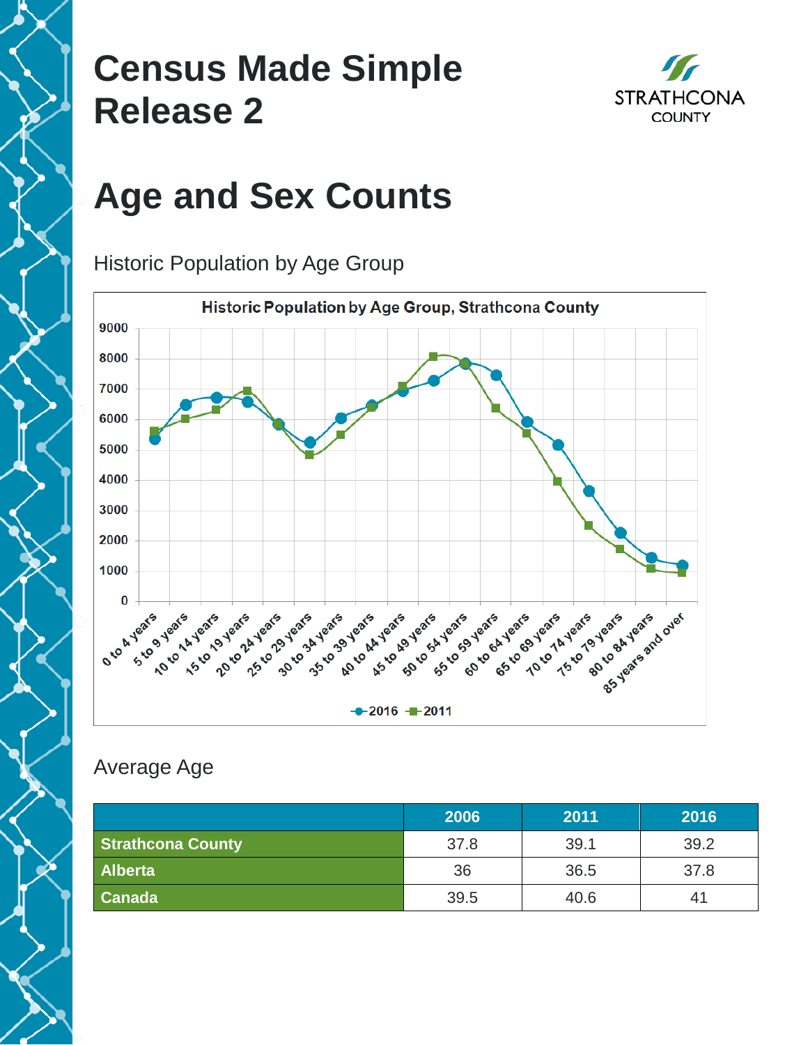# Census Made Simple Release 2

## Age and Sex Counts

### Historic Population by Age Group

### Average Age

| | 2006 | 2011 | 2016 |
|---|---|---|---|
| **Strathcona County** | 37.8 | 39.1 | 39.2 |
| **Alberta** | 36 | 36.5 | 37.8 |
| **Canada** | 39.5 | 40.6 | 41 |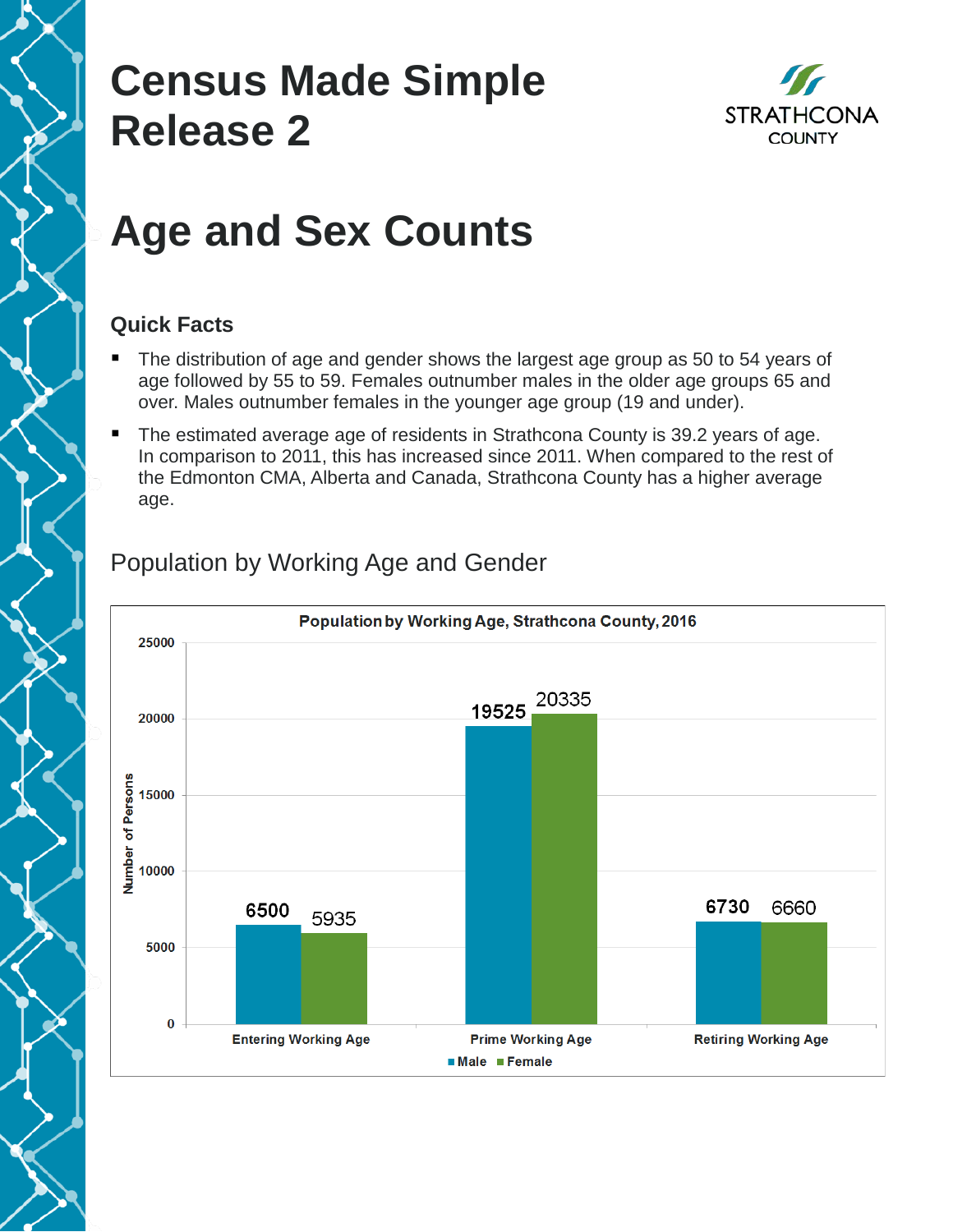# Census Made Simple Release 2

STRATHCONA COUNTY

# Age and Sex Counts

### Quick Facts

- The distribution of age and gender shows the largest age group as 50 to 54 years of age followed by 55 to 59. Females outnumber males in the older age groups 65 and over. Males outnumber females in the younger age group (19 and under).
- The estimated average age of residents in Strathcona County is 39.2 years of age. In comparison to 2011, this has increased since 2011. When compared to the rest of the Edmonton CMA, Alberta and Canada, Strathcona County has a higher average age.

## Population by Working Age and Gender

**Population by Working Age, Strathcona County, 2016**

| | Male | Female |
|---|---|---|
| Entering Working Age | 6500 | 5935 |
| Prime Working Age | 19525 | 20335 |
| Retiring Working Age | 6730 | 6660 |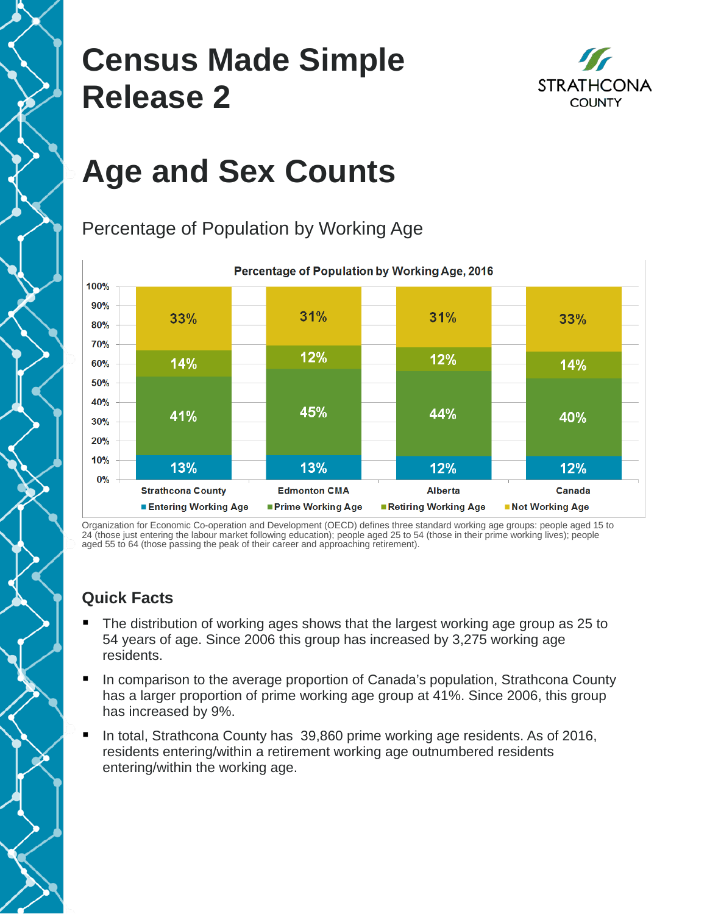# Census Made Simple Release 2

STRATHCONA COUNTY

# Age and Sex Counts

## Percentage of Population by Working Age

Percentage of Population by Working Age, 2016

100%
90%
80%
70%
60%
50%
40%
30%
20%
10%
0%

Strathcona County: 33%, 14%, 41%, 13%
Edmonton CMA: 31%, 12%, 45%, 13%
Alberta: 31%, 12%, 44%, 12%
Canada: 33%, 14%, 40%, 12%

Entering Working Age
Prime Working Age
Retiring Working Age
Not Working Age

Organization for Economic Co-operation and Development (OECD) defines three standard working age groups: people aged 15 to 24 (those just entering the labour market following education); people aged 25 to 54 (those in their prime working lives); people aged 55 to 64 (those passing the peak of their career and approaching retirement).

### Quick Facts

- The distribution of working ages shows that the largest working age group as 25 to 54 years of age. Since 2006 this group has increased by 3,275 working age residents.
- In comparison to the average proportion of Canada's population, Strathcona County has a larger proportion of prime working age group at 41%. Since 2006, this group has increased by 9%.
- In total, Strathcona County has 39,860 prime working age residents. As of 2016, residents entering/within a retirement working age outnumbered residents entering/within the working age.